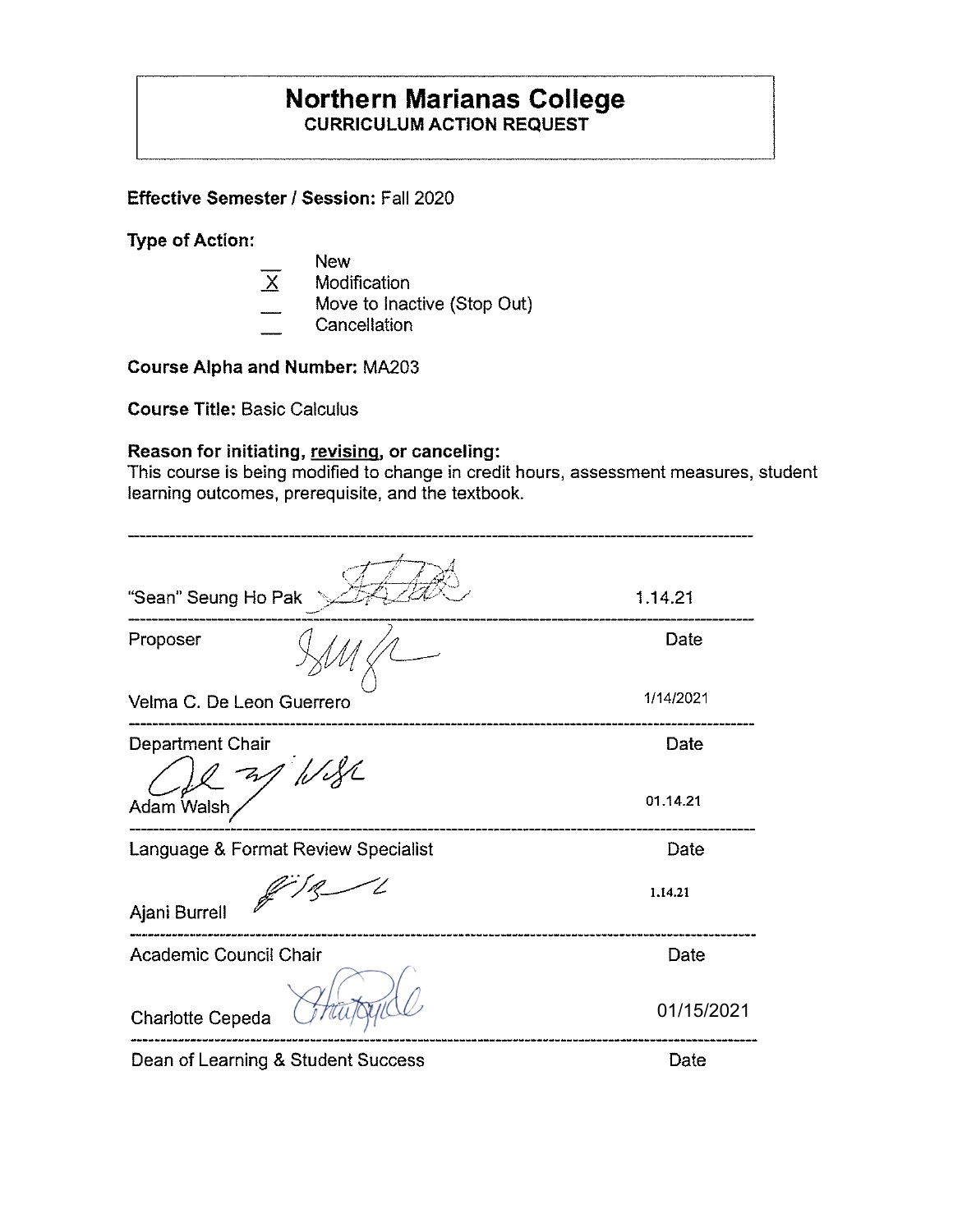# Northern Marianas College

**CURRICULUM ACTION REQUEST**

**Effective Semester / Session:** Fall 2020

**Type of Action:**

- __ New
- X Modification
- __ Move to Inactive (Stop Out)
- __ Cancellation

**Course Alpha and Number:** MA203

**Course Title:** Basic Calculus

**Reason for initiating, revising, or canceling:**
This course is being modified to change in credit hours, assessment measures, student learning outcomes, prerequisite, and the textbook.

---

"Sean" Seung Ho Pak 1.14.21

---

Proposer Date

Velma C. De Leon Guerrero 1/14/2021

---

Department Chair Date

Adam Walsh 01.14.21

---

Language & Format Review Specialist Date

Ajani Burrell 1.14.21

---

Academic Council Chair Date

Charlotte Cepeda 01/15/2021

---

Dean of Learning & Student Success Date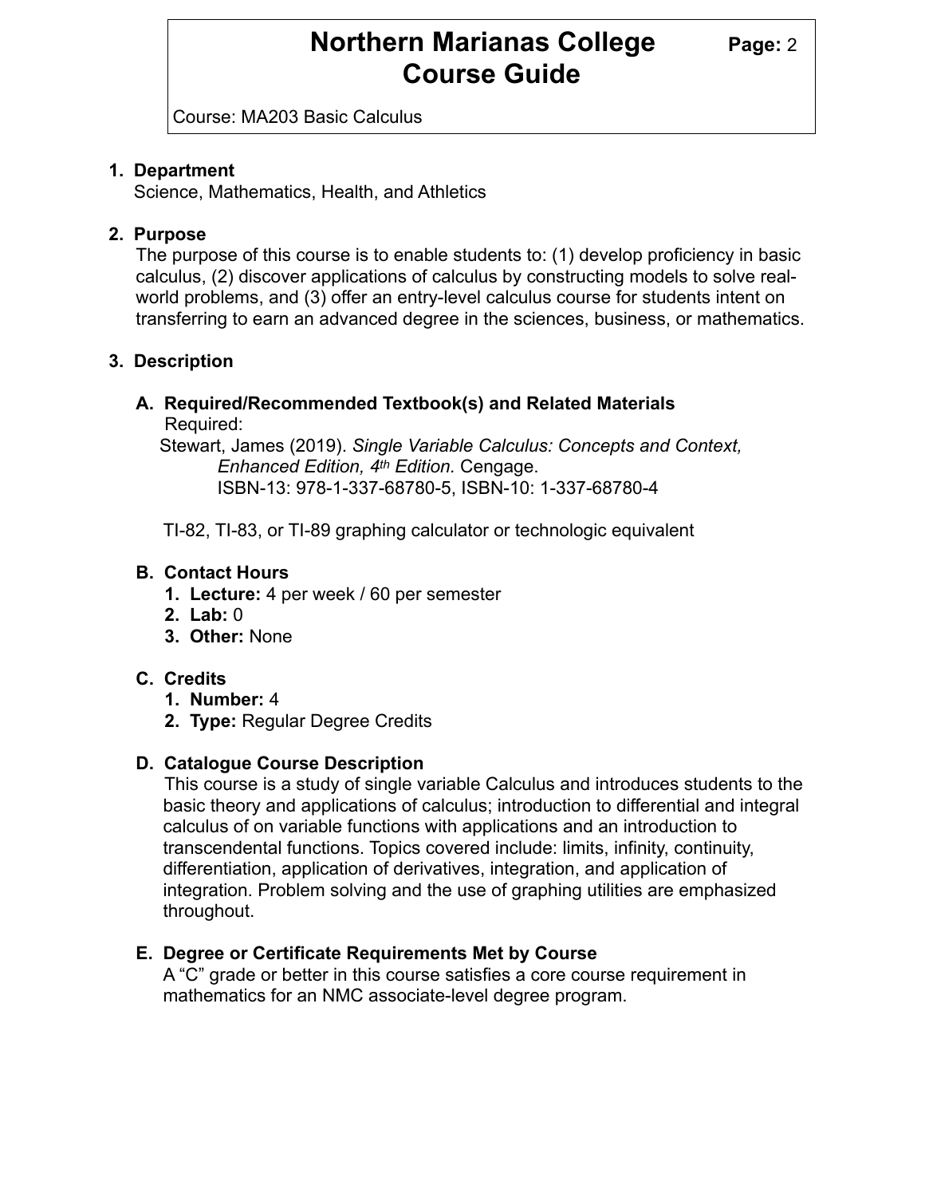# Northern Marianas College Course Guide

Course: MA203 Basic Calculus

1. **Department**

   Science, Mathematics, Health, and Athletics

2. **Purpose**

   The purpose of this course is to enable students to: (1) develop proficiency in basic calculus, (2) discover applications of calculus by constructing models to solve real-world problems, and (3) offer an entry-level calculus course for students intent on transferring to earn an advanced degree in the sciences, business, or mathematics.

3. **Description**

   A. **Required/Recommended Textbook(s) and Related Materials**

      Required:

      Stewart, James (2019). *Single Variable Calculus: Concepts and Context, Enhanced Edition, 4th Edition.* Cengage.
      ISBN-13: 978-1-337-68780-5, ISBN-10: 1-337-68780-4

      TI-82, TI-83, or TI-89 graphing calculator or technologic equivalent

   B. **Contact Hours**

      1. **Lecture:** 4 per week / 60 per semester
      2. **Lab:** 0
      3. **Other:** None

   C. **Credits**

      1. **Number:** 4
      2. **Type:** Regular Degree Credits

   D. **Catalogue Course Description**

      This course is a study of single variable Calculus and introduces students to the basic theory and applications of calculus; introduction to differential and integral calculus of on variable functions with applications and an introduction to transcendental functions. Topics covered include: limits, infinity, continuity, differentiation, application of derivatives, integration, and application of integration. Problem solving and the use of graphing utilities are emphasized throughout.

   E. **Degree or Certificate Requirements Met by Course**

      A "C" grade or better in this course satisfies a core course requirement in mathematics for an NMC associate-level degree program.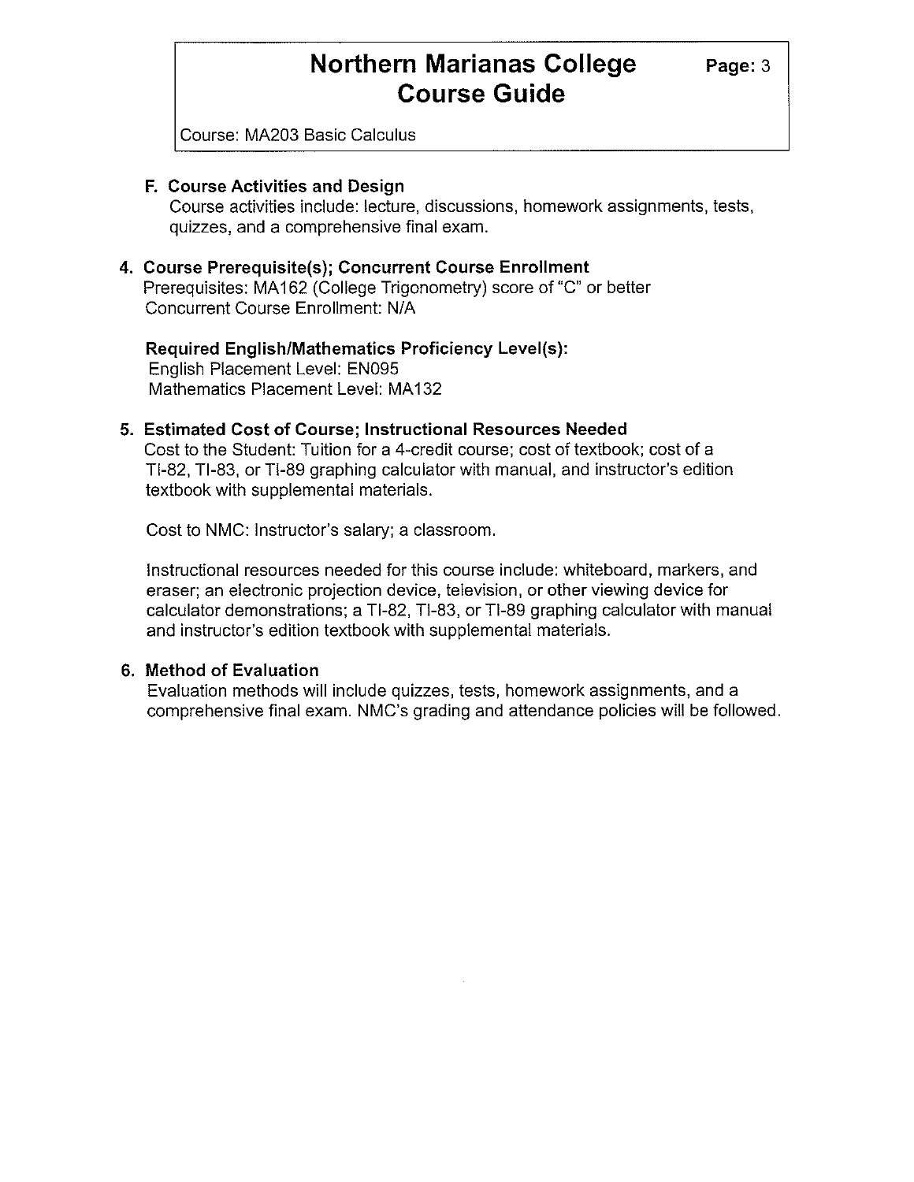### F. Course Activities and Design

Course activities include: lecture, discussions, homework assignments, tests, quizzes, and a comprehensive final exam.

## 4. Course Prerequisite(s); Concurrent Course Enrollment

Prerequisites: MA162 (College Trigonometry) score of "C" or better
Concurrent Course Enrollment: N/A

**Required English/Mathematics Proficiency Level(s):**
English Placement Level: EN095
Mathematics Placement Level: MA132

## 5. Estimated Cost of Course; Instructional Resources Needed

Cost to the Student: Tuition for a 4-credit course; cost of textbook; cost of a TI-82, TI-83, or TI-89 graphing calculator with manual, and instructor's edition textbook with supplemental materials.

Cost to NMC: Instructor's salary; a classroom.

Instructional resources needed for this course include: whiteboard, markers, and eraser; an electronic projection device, television, or other viewing device for calculator demonstrations; a TI-82, TI-83, or TI-89 graphing calculator with manual and instructor's edition textbook with supplemental materials.

## 6. Method of Evaluation

Evaluation methods will include quizzes, tests, homework assignments, and a comprehensive final exam. NMC's grading and attendance policies will be followed.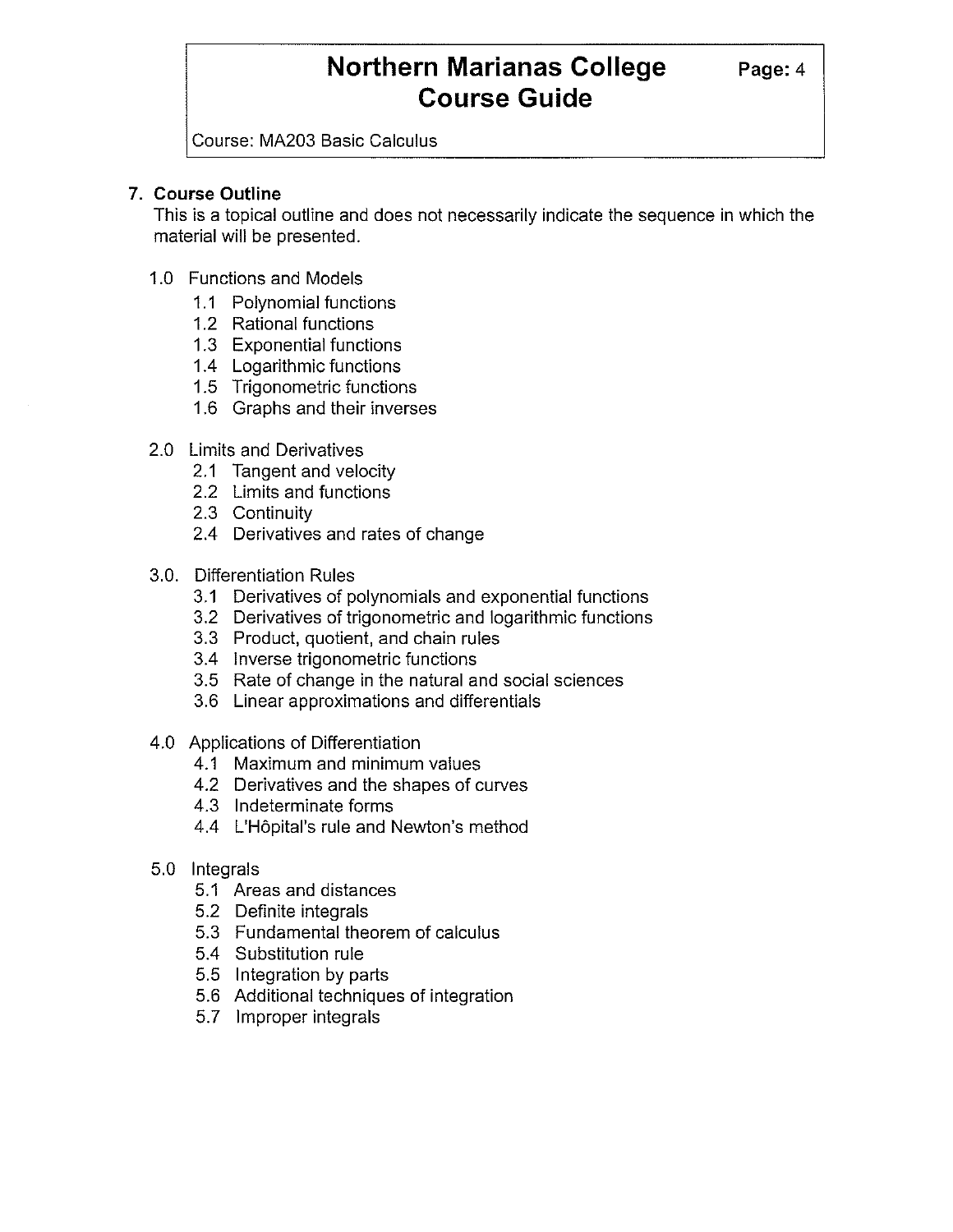## 7. Course Outline

This is a topical outline and does not necessarily indicate the sequence in which the material will be presented.

- 1.0 Functions and Models
  - 1.1 Polynomial functions
  - 1.2 Rational functions
  - 1.3 Exponential functions
  - 1.4 Logarithmic functions
  - 1.5 Trigonometric functions
  - 1.6 Graphs and their inverses
- 2.0 Limits and Derivatives
  - 2.1 Tangent and velocity
  - 2.2 Limits and functions
  - 2.3 Continuity
  - 2.4 Derivatives and rates of change
- 3.0. Differentiation Rules
  - 3.1 Derivatives of polynomials and exponential functions
  - 3.2 Derivatives of trigonometric and logarithmic functions
  - 3.3 Product, quotient, and chain rules
  - 3.4 Inverse trigonometric functions
  - 3.5 Rate of change in the natural and social sciences
  - 3.6 Linear approximations and differentials
- 4.0 Applications of Differentiation
  - 4.1 Maximum and minimum values
  - 4.2 Derivatives and the shapes of curves
  - 4.3 Indeterminate forms
  - 4.4 L'Hôpital's rule and Newton's method
- 5.0 Integrals
  - 5.1 Areas and distances
  - 5.2 Definite integrals
  - 5.3 Fundamental theorem of calculus
  - 5.4 Substitution rule
  - 5.5 Integration by parts
  - 5.6 Additional techniques of integration
  - 5.7 Improper integrals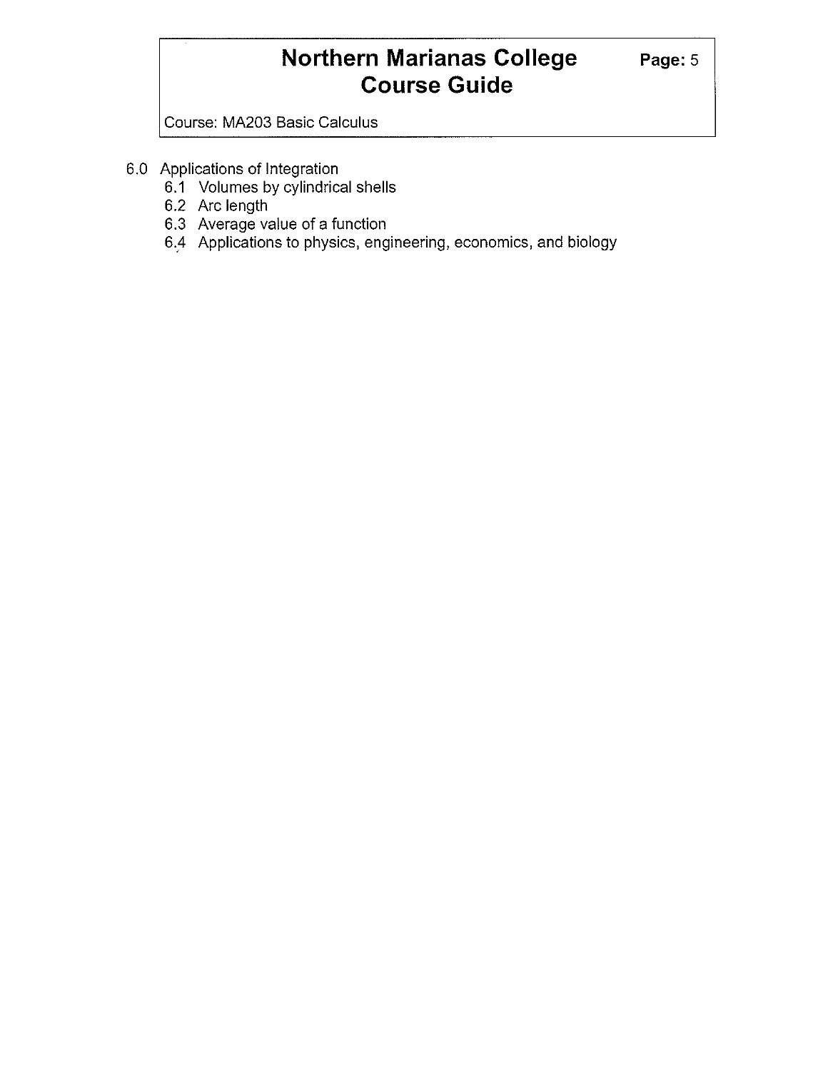6.0 Applications of Integration
   - 6.1 Volumes by cylindrical shells
   - 6.2 Arc length
   - 6.3 Average value of a function
   - 6.4 Applications to physics, engineering, economics, and biology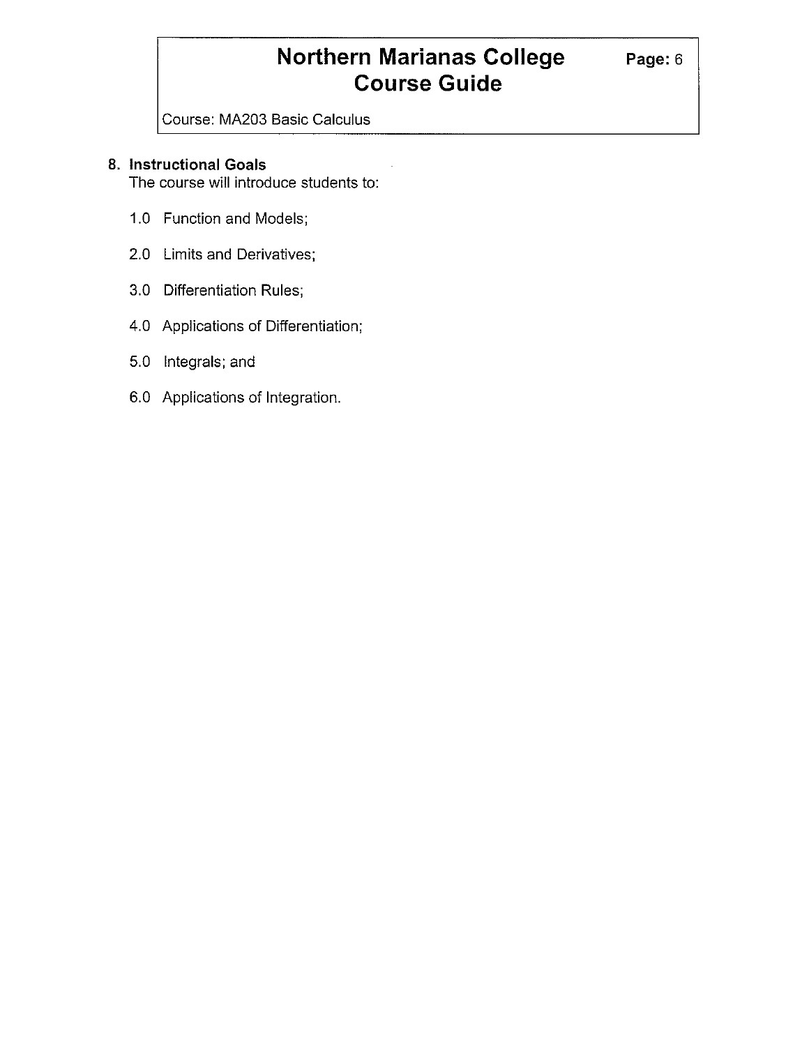## 8. Instructional Goals

The course will introduce students to:

1.0 Function and Models;

2.0 Limits and Derivatives;

3.0 Differentiation Rules;

4.0 Applications of Differentiation;

5.0 Integrals; and

6.0 Applications of Integration.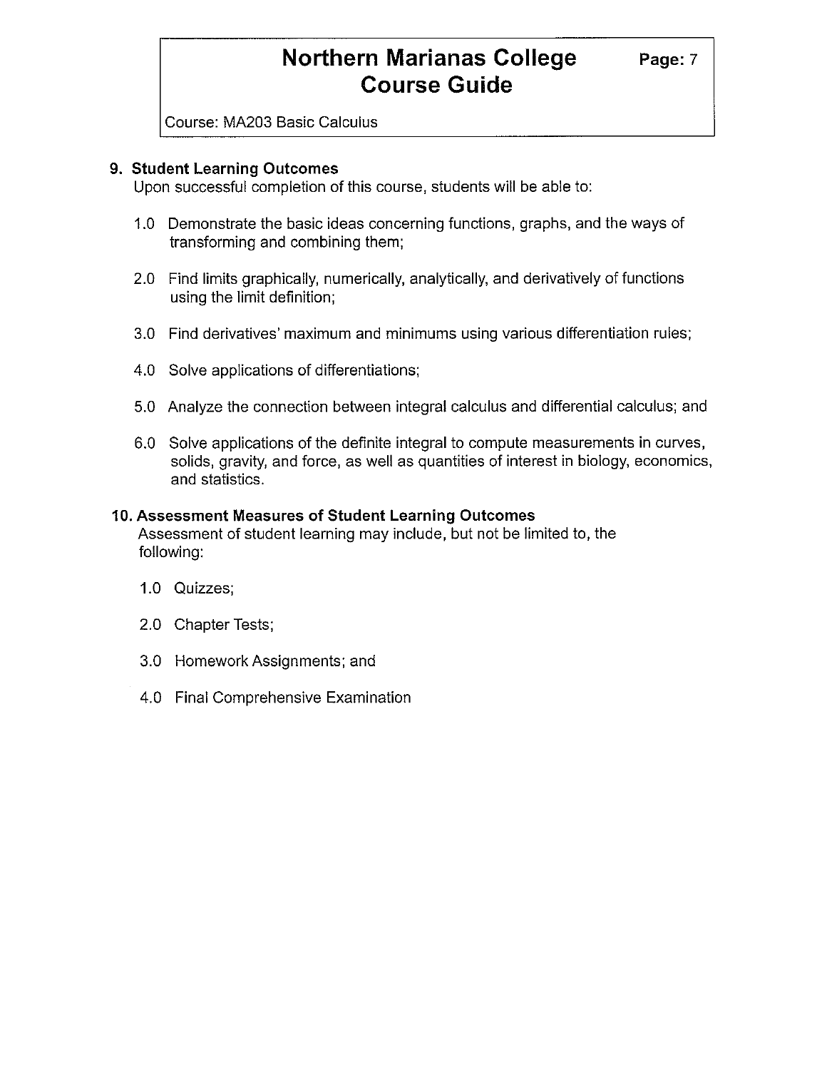## 9. Student Learning Outcomes

Upon successful completion of this course, students will be able to:

1.0 Demonstrate the basic ideas concerning functions, graphs, and the ways of transforming and combining them;

2.0 Find limits graphically, numerically, analytically, and derivatively of functions using the limit definition;

3.0 Find derivatives' maximum and minimums using various differentiation rules;

4.0 Solve applications of differentiations;

5.0 Analyze the connection between integral calculus and differential calculus; and

6.0 Solve applications of the definite integral to compute measurements in curves, solids, gravity, and force, as well as quantities of interest in biology, economics, and statistics.

## 10. Assessment Measures of Student Learning Outcomes

Assessment of student learning may include, but not be limited to, the following:

1.0 Quizzes;

2.0 Chapter Tests;

3.0 Homework Assignments; and

4.0 Final Comprehensive Examination